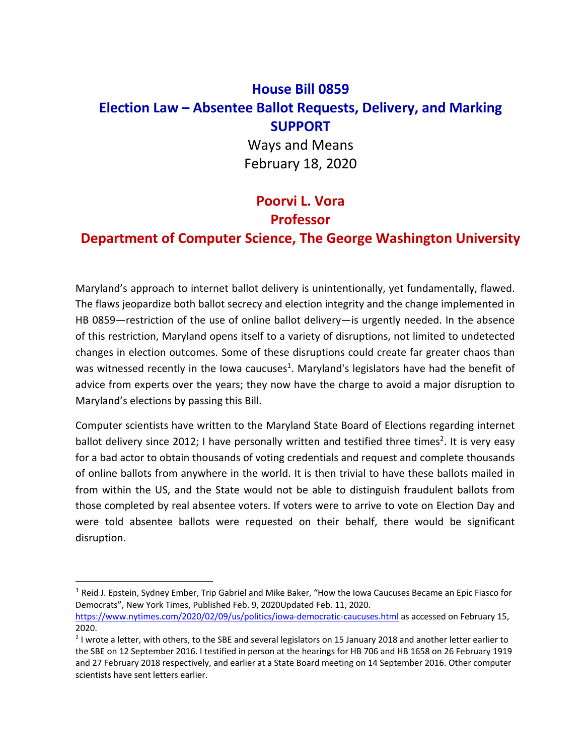# House Bill 0859

# Election Law – Absentee Ballot Requests, Delivery, and Marking

# SUPPORT

Ways and Means

February 18, 2020

## Poorvi L. Vora

## Professor

## Department of Computer Science, The George Washington University

Maryland's approach to internet ballot delivery is unintentionally, yet fundamentally, flawed. The flaws jeopardize both ballot secrecy and election integrity and the change implemented in HB 0859—restriction of the use of online ballot delivery—is urgently needed. In the absence of this restriction, Maryland opens itself to a variety of disruptions, not limited to undetected changes in election outcomes. Some of these disruptions could create far greater chaos than was witnessed recently in the Iowa caucuses[1]. Maryland's legislators have had the benefit of advice from experts over the years; they now have the charge to avoid a major disruption to Maryland's elections by passing this Bill.

Computer scientists have written to the Maryland State Board of Elections regarding internet ballot delivery since 2012; I have personally written and testified three times[2]. It is very easy for a bad actor to obtain thousands of voting credentials and request and complete thousands of online ballots from anywhere in the world. It is then trivial to have these ballots mailed in from within the US, and the State would not be able to distinguish fraudulent ballots from those completed by real absentee voters. If voters were to arrive to vote on Election Day and were told absentee ballots were requested on their behalf, there would be significant disruption.

---

[1] Reid J. Epstein, Sydney Ember, Trip Gabriel and Mike Baker, "How the Iowa Caucuses Became an Epic Fiasco for Democrats", New York Times, Published Feb. 9, 2020Updated Feb. 11, 2020. https://www.nytimes.com/2020/02/09/us/politics/iowa-democratic-caucuses.html as accessed on February 15, 2020.

[2] I wrote a letter, with others, to the SBE and several legislators on 15 January 2018 and another letter earlier to the SBE on 12 September 2016. I testified in person at the hearings for HB 706 and HB 1658 on 26 February 1919 and 27 February 2018 respectively, and earlier at a State Board meeting on 14 September 2016. Other computer scientists have sent letters earlier.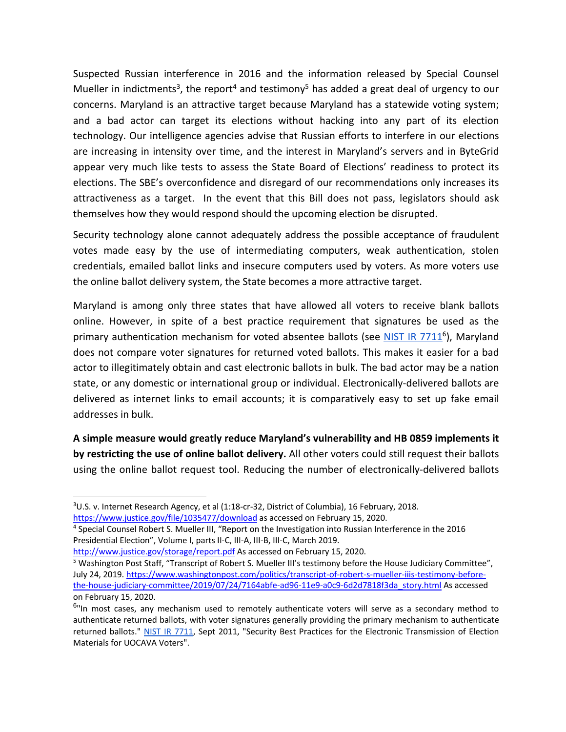Suspected Russian interference in 2016 and the information released by Special Counsel Mueller in indictments[3], the report[4] and testimony[5] has added a great deal of urgency to our concerns. Maryland is an attractive target because Maryland has a statewide voting system; and a bad actor can target its elections without hacking into any part of its election technology. Our intelligence agencies advise that Russian efforts to interfere in our elections are increasing in intensity over time, and the interest in Maryland's servers and in ByteGrid appear very much like tests to assess the State Board of Elections' readiness to protect its elections. The SBE's overconfidence and disregard of our recommendations only increases its attractiveness as a target. In the event that this Bill does not pass, legislators should ask themselves how they would respond should the upcoming election be disrupted.

Security technology alone cannot adequately address the possible acceptance of fraudulent votes made easy by the use of intermediating computers, weak authentication, stolen credentials, emailed ballot links and insecure computers used by voters. As more voters use the online ballot delivery system, the State becomes a more attractive target.

Maryland is among only three states that have allowed all voters to receive blank ballots online. However, in spite of a best practice requirement that signatures be used as the primary authentication mechanism for voted absentee ballots (see [NIST IR 7711](#)[6]), Maryland does not compare voter signatures for returned voted ballots. This makes it easier for a bad actor to illegitimately obtain and cast electronic ballots in bulk. The bad actor may be a nation state, or any domestic or international group or individual. Electronically-delivered ballots are delivered as internet links to email accounts; it is comparatively easy to set up fake email addresses in bulk.

**A simple measure would greatly reduce Maryland's vulnerability and HB 0859 implements it by restricting the use of online ballot delivery.** All other voters could still request their ballots using the online ballot request tool. Reducing the number of electronically-delivered ballots

---

[3] U.S. v. Internet Research Agency, et al (1:18-cr-32, District of Columbia), 16 February, 2018. https://www.justice.gov/file/1035477/download as accessed on February 15, 2020.

[4] Special Counsel Robert S. Mueller III, "Report on the Investigation into Russian Interference in the 2016 Presidential Election", Volume I, parts II-C, III-A, III-B, III-C, March 2019. http://www.justice.gov/storage/report.pdf As accessed on February 15, 2020.

[5] Washington Post Staff, "Transcript of Robert S. Mueller III's testimony before the House Judiciary Committee", July 24, 2019. https://www.washingtonpost.com/politics/transcript-of-robert-s-mueller-iiis-testimony-before-the-house-judiciary-committee/2019/07/24/7164abfe-ad96-11e9-a0c9-6d2d7818f3da_story.html As accessed on February 15, 2020.

[6] "In most cases, any mechanism used to remotely authenticate voters will serve as a secondary method to authenticate returned ballots, with voter signatures generally providing the primary mechanism to authenticate returned ballots." [NIST IR 7711](#), Sept 2011, "Security Best Practices for the Electronic Transmission of Election Materials for UOCAVA Voters".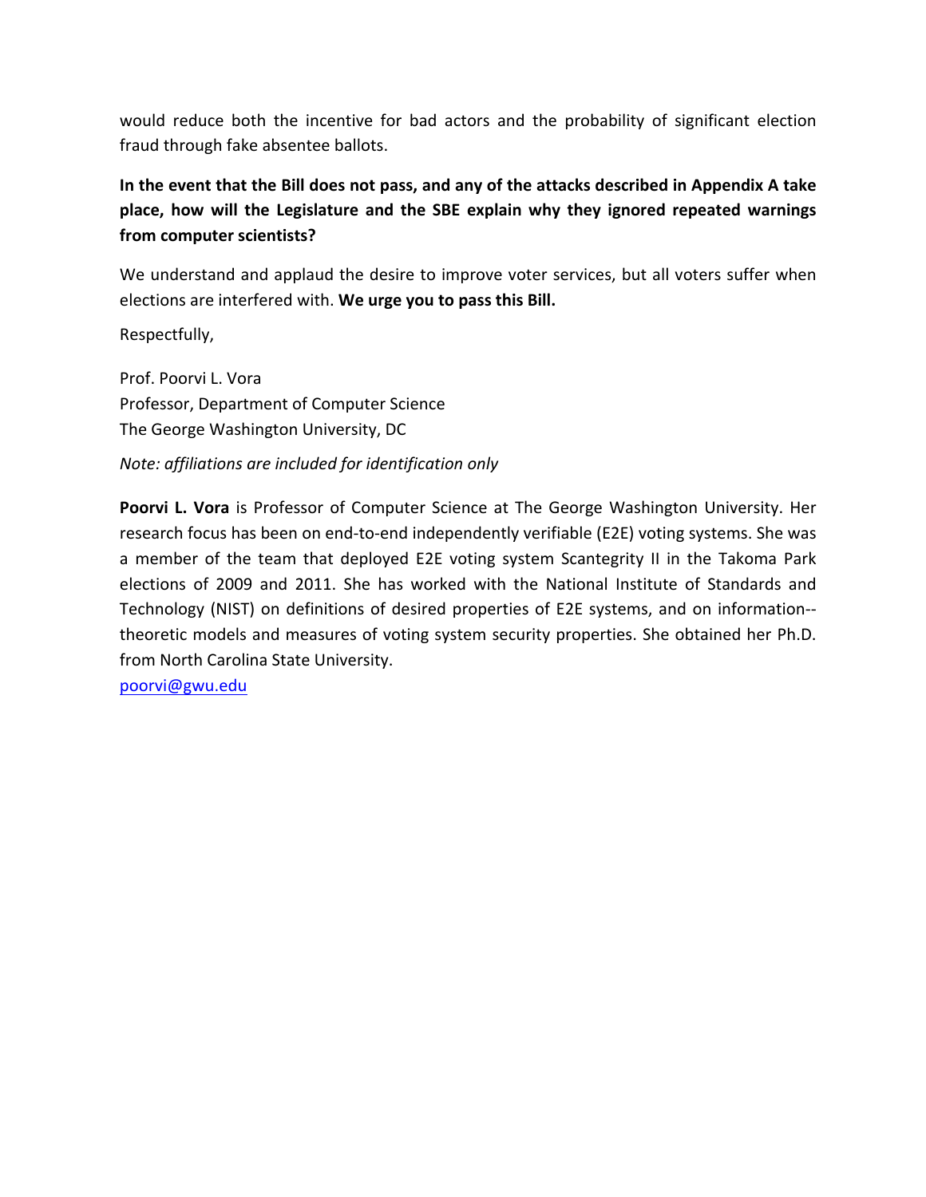would reduce both the incentive for bad actors and the probability of significant election fraud through fake absentee ballots.

**In the event that the Bill does not pass, and any of the attacks described in Appendix A take place, how will the Legislature and the SBE explain why they ignored repeated warnings from computer scientists?**

We understand and applaud the desire to improve voter services, but all voters suffer when elections are interfered with. **We urge you to pass this Bill.**

Respectfully,

Prof. Poorvi L. Vora
Professor, Department of Computer Science
The George Washington University, DC

*Note: affiliations are included for identification only*

**Poorvi L. Vora** is Professor of Computer Science at The George Washington University. Her research focus has been on end-to-end independently verifiable (E2E) voting systems. She was a member of the team that deployed E2E voting system Scantegrity II in the Takoma Park elections of 2009 and 2011. She has worked with the National Institute of Standards and Technology (NIST) on definitions of desired properties of E2E systems, and on information--theoretic models and measures of voting system security properties. She obtained her Ph.D. from North Carolina State University.
poorvi@gwu.edu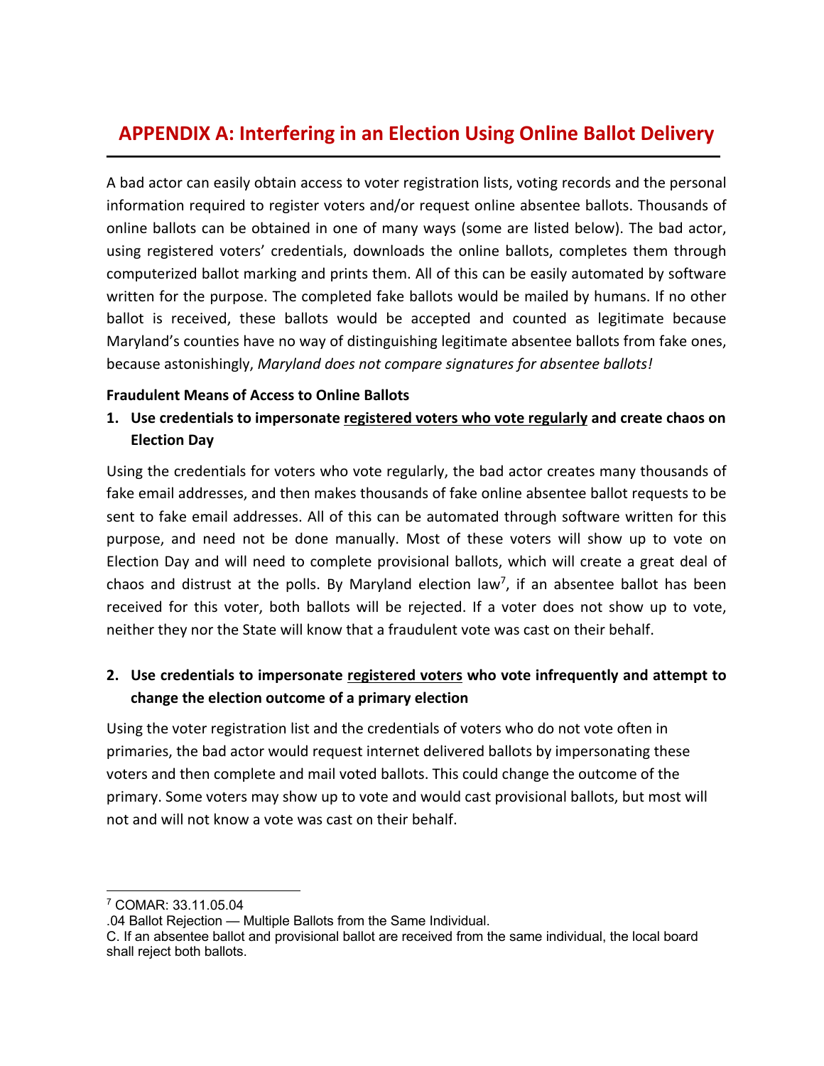# APPENDIX A: Interfering in an Election Using Online Ballot Delivery

A bad actor can easily obtain access to voter registration lists, voting records and the personal information required to register voters and/or request online absentee ballots. Thousands of online ballots can be obtained in one of many ways (some are listed below). The bad actor, using registered voters' credentials, downloads the online ballots, completes them through computerized ballot marking and prints them. All of this can be easily automated by software written for the purpose. The completed fake ballots would be mailed by humans. If no other ballot is received, these ballots would be accepted and counted as legitimate because Maryland's counties have no way of distinguishing legitimate absentee ballots from fake ones, because astonishingly, *Maryland does not compare signatures for absentee ballots!*

**Fraudulent Means of Access to Online Ballots**

1. **Use credentials to impersonate <u>registered voters who vote regularly</u> and create chaos on Election Day**

Using the credentials for voters who vote regularly, the bad actor creates many thousands of fake email addresses, and then makes thousands of fake online absentee ballot requests to be sent to fake email addresses. All of this can be automated through software written for this purpose, and need not be done manually. Most of these voters will show up to vote on Election Day and will need to complete provisional ballots, which will create a great deal of chaos and distrust at the polls. By Maryland election law[7], if an absentee ballot has been received for this voter, both ballots will be rejected. If a voter does not show up to vote, neither they nor the State will know that a fraudulent vote was cast on their behalf.

2. **Use credentials to impersonate <u>registered voters</u> who vote infrequently and attempt to change the election outcome of a primary election**

Using the voter registration list and the credentials of voters who do not vote often in primaries, the bad actor would request internet delivered ballots by impersonating these voters and then complete and mail voted ballots. This could change the outcome of the primary. Some voters may show up to vote and would cast provisional ballots, but most will not and will not know a vote was cast on their behalf.

---

[7] COMAR: 33.11.05.04
.04 Ballot Rejection — Multiple Ballots from the Same Individual.
C. If an absentee ballot and provisional ballot are received from the same individual, the local board shall reject both ballots.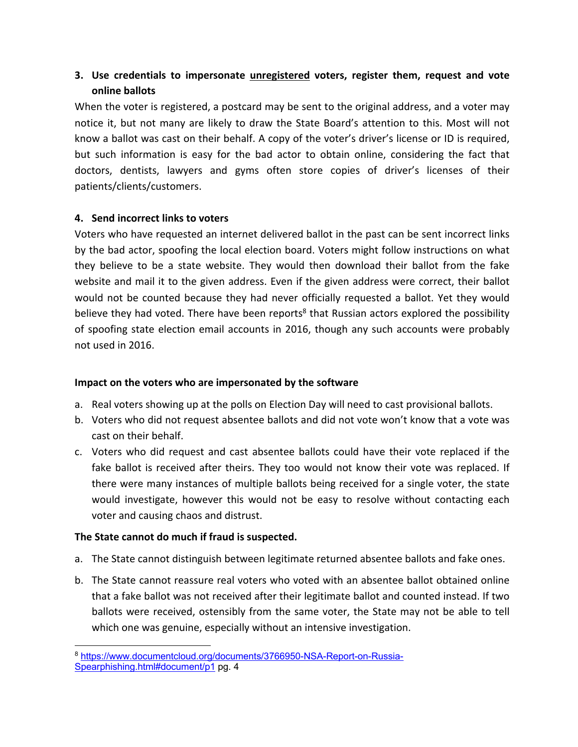**3. Use credentials to impersonate <u>unregistered</u> voters, register them, request and vote online ballots**

When the voter is registered, a postcard may be sent to the original address, and a voter may notice it, but not many are likely to draw the State Board's attention to this. Most will not know a ballot was cast on their behalf. A copy of the voter's driver's license or ID is required, but such information is easy for the bad actor to obtain online, considering the fact that doctors, dentists, lawyers and gyms often store copies of driver's licenses of their patients/clients/customers.

**4. Send incorrect links to voters**

Voters who have requested an internet delivered ballot in the past can be sent incorrect links by the bad actor, spoofing the local election board. Voters might follow instructions on what they believe to be a state website. They would then download their ballot from the fake website and mail it to the given address. Even if the given address were correct, their ballot would not be counted because they had never officially requested a ballot. Yet they would believe they had voted. There have been reports[8] that Russian actors explored the possibility of spoofing state election email accounts in 2016, though any such accounts were probably not used in 2016.

**Impact on the voters who are impersonated by the software**

a. Real voters showing up at the polls on Election Day will need to cast provisional ballots.
b. Voters who did not request absentee ballots and did not vote won't know that a vote was cast on their behalf.
c. Voters who did request and cast absentee ballots could have their vote replaced if the fake ballot is received after theirs. They too would not know their vote was replaced. If there were many instances of multiple ballots being received for a single voter, the state would investigate, however this would not be easy to resolve without contacting each voter and causing chaos and distrust.

**The State cannot do much if fraud is suspected.**

a. The State cannot distinguish between legitimate returned absentee ballots and fake ones.
b. The State cannot reassure real voters who voted with an absentee ballot obtained online that a fake ballot was not received after their legitimate ballot and counted instead. If two ballots were received, ostensibly from the same voter, the State may not be able to tell which one was genuine, especially without an intensive investigation.

[8] https://www.documentcloud.org/documents/3766950-NSA-Report-on-Russia-Spearphishing.html#document/p1 pg. 4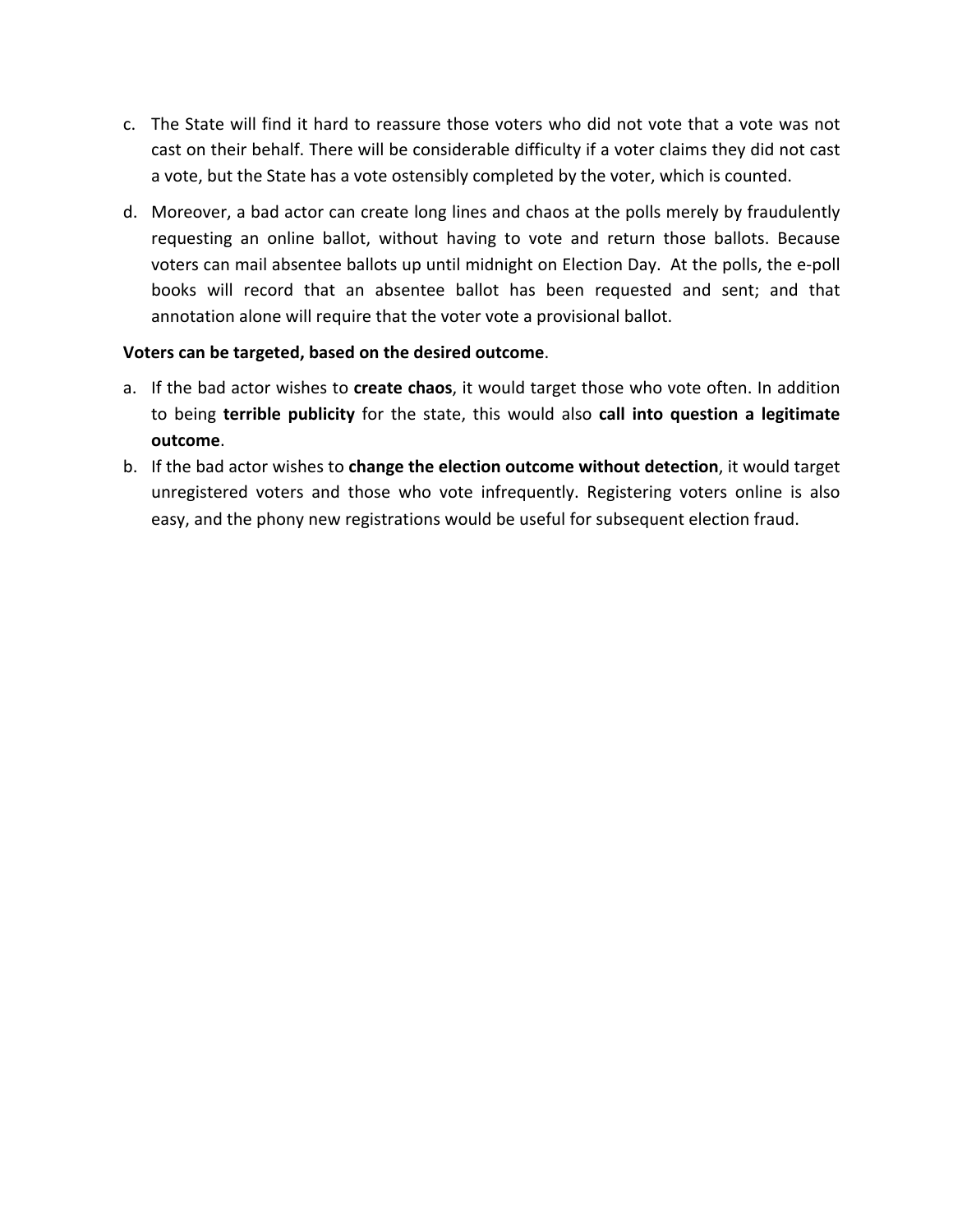c. The State will find it hard to reassure those voters who did not vote that a vote was not cast on their behalf. There will be considerable difficulty if a voter claims they did not cast a vote, but the State has a vote ostensibly completed by the voter, which is counted.

d. Moreover, a bad actor can create long lines and chaos at the polls merely by fraudulently requesting an online ballot, without having to vote and return those ballots. Because voters can mail absentee ballots up until midnight on Election Day. At the polls, the e-poll books will record that an absentee ballot has been requested and sent; and that annotation alone will require that the voter vote a provisional ballot.

**Voters can be targeted, based on the desired outcome**.

a. If the bad actor wishes to **create chaos**, it would target those who vote often. In addition to being **terrible publicity** for the state, this would also **call into question a legitimate outcome**.

b. If the bad actor wishes to **change the election outcome without detection**, it would target unregistered voters and those who vote infrequently. Registering voters online is also easy, and the phony new registrations would be useful for subsequent election fraud.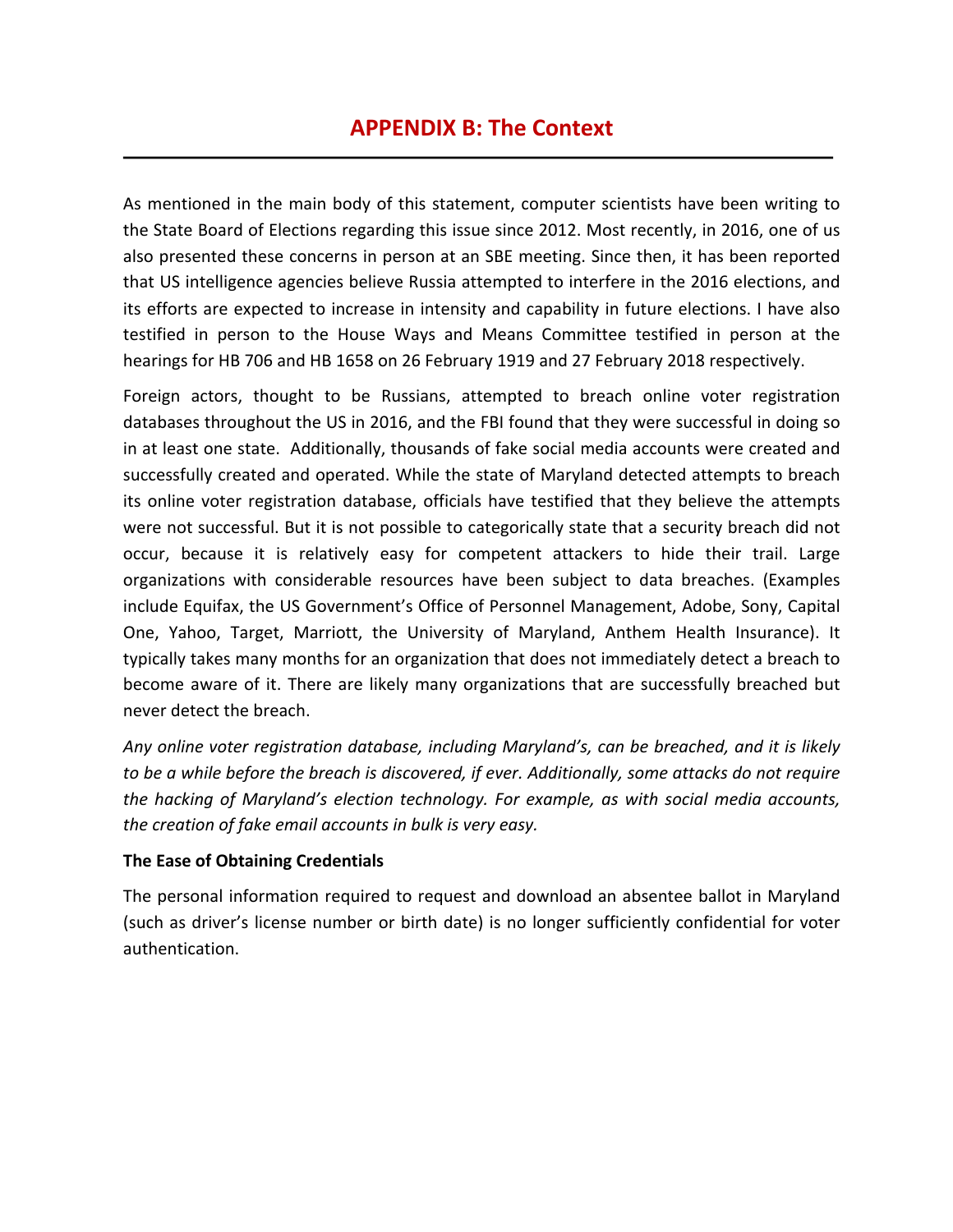# APPENDIX B: The Context

As mentioned in the main body of this statement, computer scientists have been writing to the State Board of Elections regarding this issue since 2012. Most recently, in 2016, one of us also presented these concerns in person at an SBE meeting. Since then, it has been reported that US intelligence agencies believe Russia attempted to interfere in the 2016 elections, and its efforts are expected to increase in intensity and capability in future elections. I have also testified in person to the House Ways and Means Committee testified in person at the hearings for HB 706 and HB 1658 on 26 February 1919 and 27 February 2018 respectively.

Foreign actors, thought to be Russians, attempted to breach online voter registration databases throughout the US in 2016, and the FBI found that they were successful in doing so in at least one state. Additionally, thousands of fake social media accounts were created and successfully created and operated. While the state of Maryland detected attempts to breach its online voter registration database, officials have testified that they believe the attempts were not successful. But it is not possible to categorically state that a security breach did not occur, because it is relatively easy for competent attackers to hide their trail. Large organizations with considerable resources have been subject to data breaches. (Examples include Equifax, the US Government's Office of Personnel Management, Adobe, Sony, Capital One, Yahoo, Target, Marriott, the University of Maryland, Anthem Health Insurance). It typically takes many months for an organization that does not immediately detect a breach to become aware of it. There are likely many organizations that are successfully breached but never detect the breach.

*Any online voter registration database, including Maryland's, can be breached, and it is likely to be a while before the breach is discovered, if ever. Additionally, some attacks do not require the hacking of Maryland's election technology. For example, as with social media accounts, the creation of fake email accounts in bulk is very easy.*

**The Ease of Obtaining Credentials**

The personal information required to request and download an absentee ballot in Maryland (such as driver's license number or birth date) is no longer sufficiently confidential for voter authentication.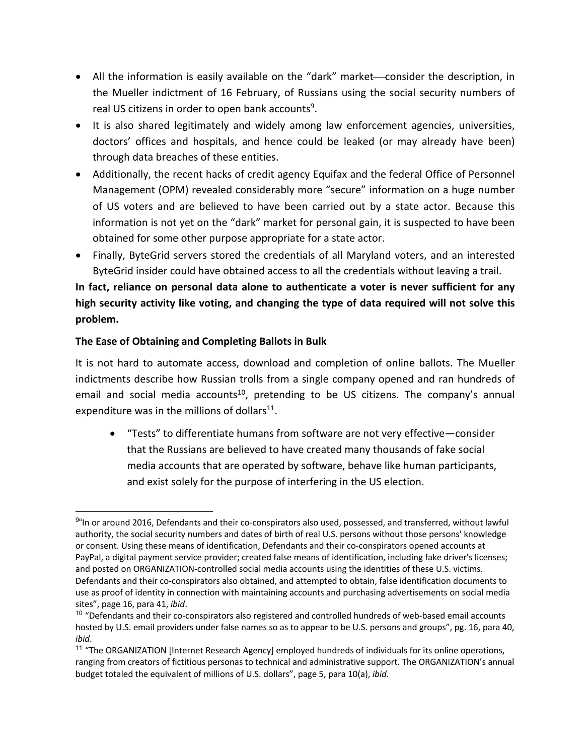- All the information is easily available on the "dark" market—consider the description, in the Mueller indictment of 16 February, of Russians using the social security numbers of real US citizens in order to open bank accounts[9].
- It is also shared legitimately and widely among law enforcement agencies, universities, doctors' offices and hospitals, and hence could be leaked (or may already have been) through data breaches of these entities.
- Additionally, the recent hacks of credit agency Equifax and the federal Office of Personnel Management (OPM) revealed considerably more "secure" information on a huge number of US voters and are believed to have been carried out by a state actor. Because this information is not yet on the "dark" market for personal gain, it is suspected to have been obtained for some other purpose appropriate for a state actor.
- Finally, ByteGrid servers stored the credentials of all Maryland voters, and an interested ByteGrid insider could have obtained access to all the credentials without leaving a trail.

**In fact, reliance on personal data alone to authenticate a voter is never sufficient for any high security activity like voting, and changing the type of data required will not solve this problem.**

**The Ease of Obtaining and Completing Ballots in Bulk**

It is not hard to automate access, download and completion of online ballots. The Mueller indictments describe how Russian trolls from a single company opened and ran hundreds of email and social media accounts[10], pretending to be US citizens. The company's annual expenditure was in the millions of dollars[11].

- "Tests" to differentiate humans from software are not very effective—consider that the Russians are believed to have created many thousands of fake social media accounts that are operated by software, behave like human participants, and exist solely for the purpose of interfering in the US election.

---

[9] "In or around 2016, Defendants and their co-conspirators also used, possessed, and transferred, without lawful authority, the social security numbers and dates of birth of real U.S. persons without those persons' knowledge or consent. Using these means of identification, Defendants and their co-conspirators opened accounts at PayPal, a digital payment service provider; created false means of identification, including fake driver's licenses; and posted on ORGANIZATION-controlled social media accounts using the identities of these U.S. victims. Defendants and their co-conspirators also obtained, and attempted to obtain, false identification documents to use as proof of identity in connection with maintaining accounts and purchasing advertisements on social media sites", page 16, para 41, *ibid*.

[10] "Defendants and their co-conspirators also registered and controlled hundreds of web-based email accounts hosted by U.S. email providers under false names so as to appear to be U.S. persons and groups", pg. 16, para 40, *ibid*.

[11] "The ORGANIZATION [Internet Research Agency] employed hundreds of individuals for its online operations, ranging from creators of fictitious personas to technical and administrative support. The ORGANIZATION's annual budget totaled the equivalent of millions of U.S. dollars", page 5, para 10(a), *ibid*.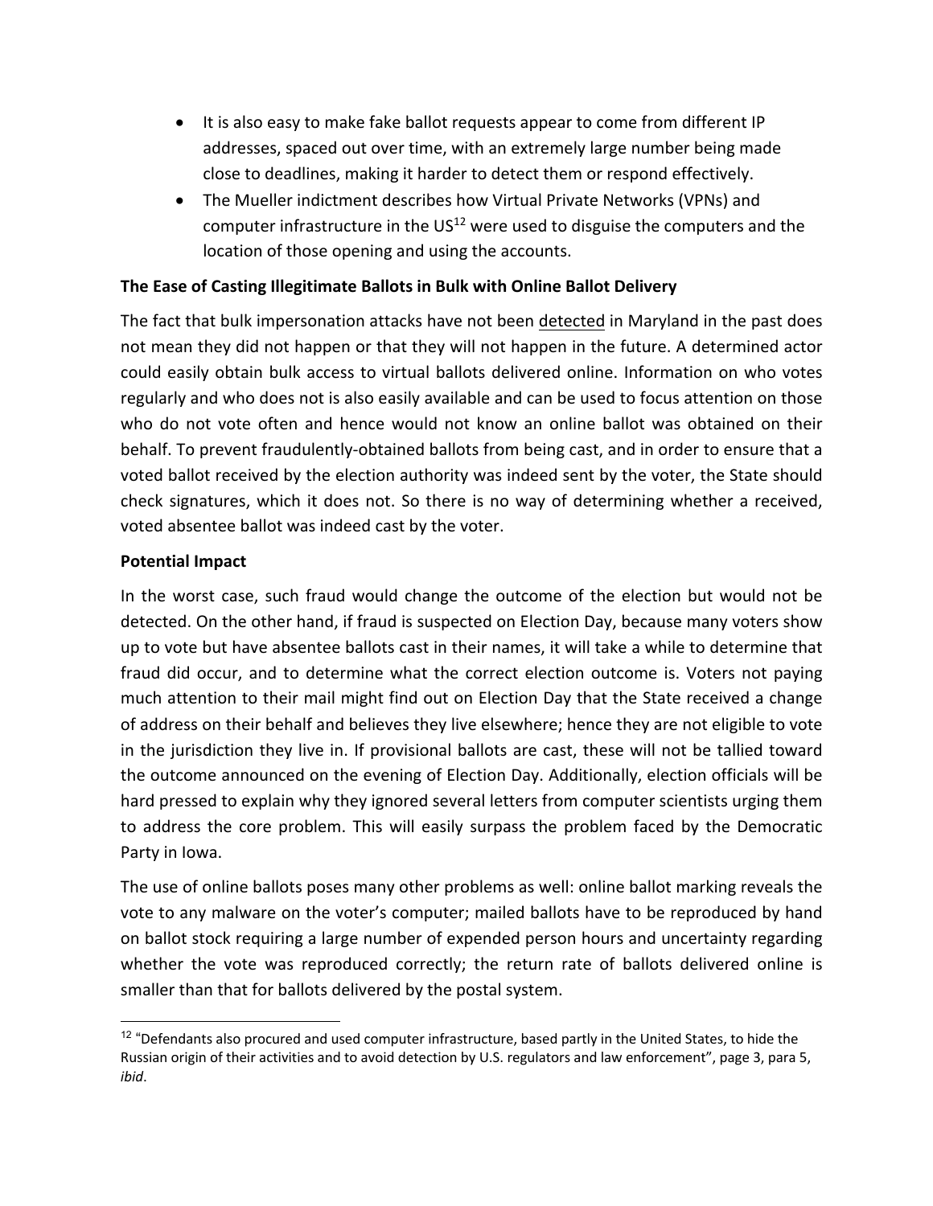- It is also easy to make fake ballot requests appear to come from different IP addresses, spaced out over time, with an extremely large number being made close to deadlines, making it harder to detect them or respond effectively.
- The Mueller indictment describes how Virtual Private Networks (VPNs) and computer infrastructure in the US[12] were used to disguise the computers and the location of those opening and using the accounts.

**The Ease of Casting Illegitimate Ballots in Bulk with Online Ballot Delivery**

The fact that bulk impersonation attacks have not been detected in Maryland in the past does not mean they did not happen or that they will not happen in the future. A determined actor could easily obtain bulk access to virtual ballots delivered online. Information on who votes regularly and who does not is also easily available and can be used to focus attention on those who do not vote often and hence would not know an online ballot was obtained on their behalf. To prevent fraudulently-obtained ballots from being cast, and in order to ensure that a voted ballot received by the election authority was indeed sent by the voter, the State should check signatures, which it does not. So there is no way of determining whether a received, voted absentee ballot was indeed cast by the voter.

**Potential Impact**

In the worst case, such fraud would change the outcome of the election but would not be detected. On the other hand, if fraud is suspected on Election Day, because many voters show up to vote but have absentee ballots cast in their names, it will take a while to determine that fraud did occur, and to determine what the correct election outcome is. Voters not paying much attention to their mail might find out on Election Day that the State received a change of address on their behalf and believes they live elsewhere; hence they are not eligible to vote in the jurisdiction they live in. If provisional ballots are cast, these will not be tallied toward the outcome announced on the evening of Election Day. Additionally, election officials will be hard pressed to explain why they ignored several letters from computer scientists urging them to address the core problem. This will easily surpass the problem faced by the Democratic Party in Iowa.

The use of online ballots poses many other problems as well: online ballot marking reveals the vote to any malware on the voter's computer; mailed ballots have to be reproduced by hand on ballot stock requiring a large number of expended person hours and uncertainty regarding whether the vote was reproduced correctly; the return rate of ballots delivered online is smaller than that for ballots delivered by the postal system.

[12] "Defendants also procured and used computer infrastructure, based partly in the United States, to hide the Russian origin of their activities and to avoid detection by U.S. regulators and law enforcement", page 3, para 5, *ibid*.